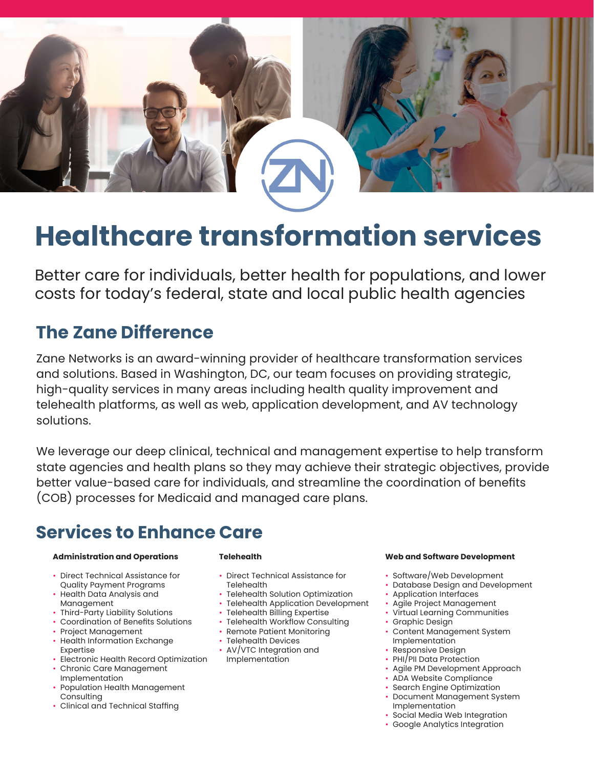# Healthcare transformation services

Better care for individuals, better health for populations, and lower costs for today's federal, state and local public health agencies

## The Zane Difference

Zane Networks is an award-winning provider of healthcare transformation services and solutions. Based in Washington, DC, our team focuses on providing strategic, high-quality services in many areas including health quality improvement and telehealth platforms, as well as web, application development, and AV technology solutions.

We leverage our deep clinical, technical and management expertise to help transform state agencies and health plans so they may achieve their strategic objectives, provide better value-based care for individuals, and streamline the coordination of benefits (COB) processes for Medicaid and managed care plans.

## Services to Enhance Care

#### Administration and Operations

- Direct Technical Assistance for Quality Payment Programs
- Health Data Analysis and Management
- Third-Party Liability Solutions
- Coordination of Benefits Solutions
- Project Management
- Health Information Exchange Expertise
- Electronic Health Record Optimization
- Chronic Care Management Implementation
- Population Health Management Consulting
- Clinical and Technical Staffing

#### Telehealth

- Direct Technical Assistance for Telehealth
- Telehealth Solution Optimization
- Telehealth Application Development
- Telehealth Billing Expertise
- Telehealth Workflow Consulting
- Remote Patient Monitoring
- Telehealth Devices
- AV/VTC Integration and Implementation

#### Web and Software Development

- Software/Web Development
- Database Design and Development
- Application Interfaces
- Agile Project Management
- Virtual Learning Communities
- Graphic Design
- Content Management System Implementation
- Responsive Design
- PHI/PII Data Protection
- Agile PM Development Approach
- ADA Website Compliance
- Search Engine Optimization
- Document Management System Implementation
- Social Media Web Integration
- Google Analytics Integration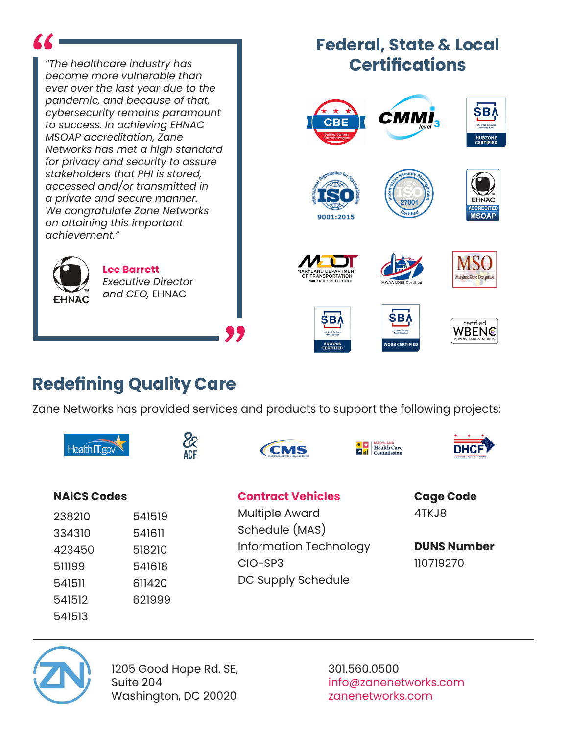*"The healthcare industry has become more vulnerable than ever over the last year due to the pandemic, and because of that, cybersecurity remains paramount to success. In achieving EHNAC MSOAP accreditation, Zane Networks has met a high standard for privacy and security to assure stakeholders that PHI is stored, accessed and/or transmitted in a private and secure manner. We congratulate Zane Networks on attaining this important achievement."*

**Lee Barrett**
*Executive Director and CEO,* EHNAC

## Federal, State & Local Certifications

## Redefining Quality Care

Zane Networks has provided services and products to support the following projects:

### NAICS Codes

| | |
|---|---|
| 238210 | 541519 |
| 334310 | 541611 |
| 423450 | 518210 |
| 511199 | 541618 |
| 541511 | 611420 |
| 541512 | 621999 |
| 541513 | |

### Contract Vehicles

Multiple Award Schedule (MAS)
Information Technology
CIO-SP3
DC Supply Schedule

### Cage Code

4TKJ8

### DUNS Number

110719270

1205 Good Hope Rd. SE,
Suite 204
Washington, DC 20020

301.560.0500
info@zanenetworks.com
zanenetworks.com